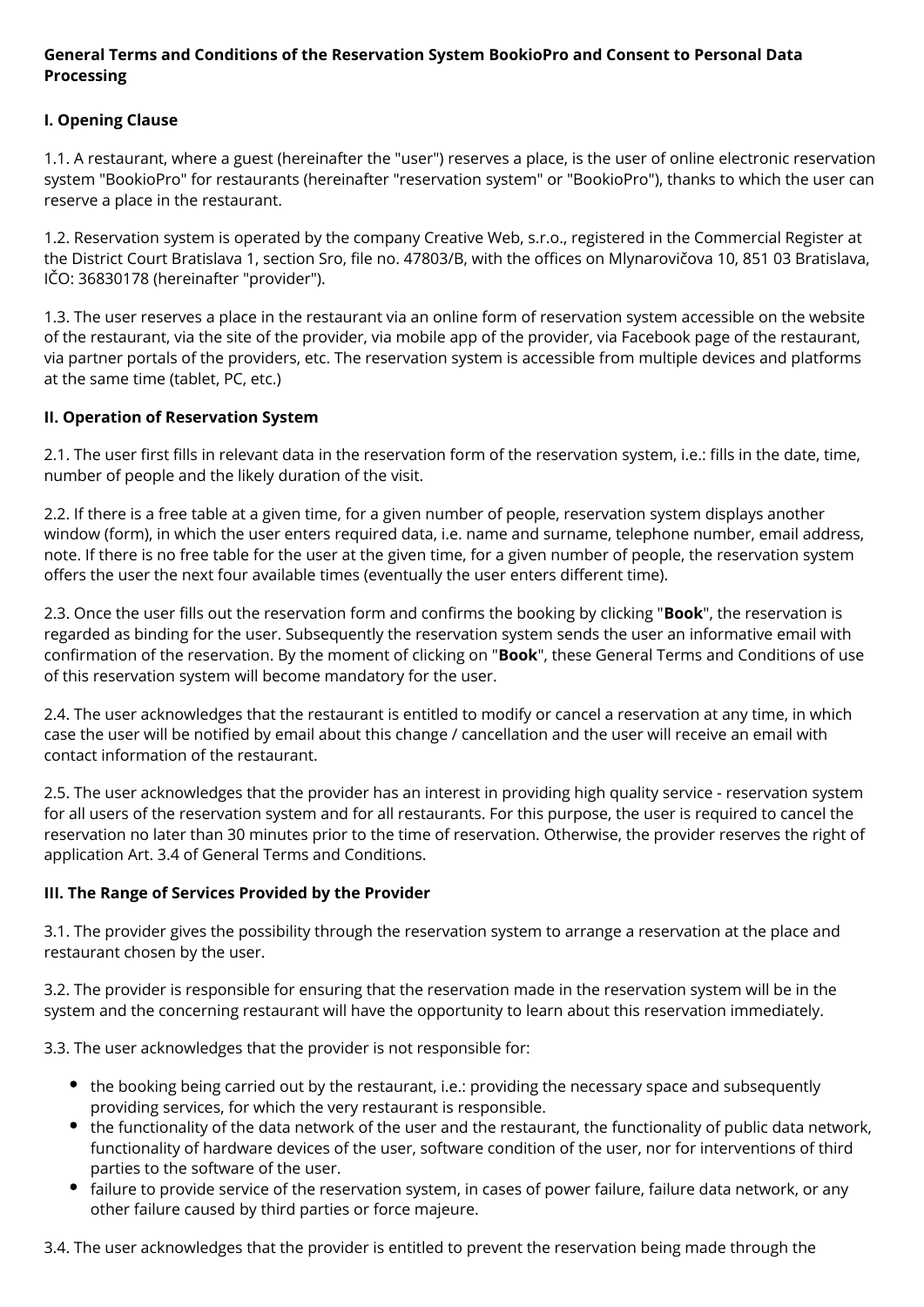**General Terms and Conditions of the Reservation System BookioPro and Consent to Personal Data Processing**

**I. Opening Clause**

1.1. A restaurant, where a guest (hereinafter the "user") reserves a place, is the user of online electronic reservation system "BookioPro" for restaurants (hereinafter "reservation system" or "BookioPro"), thanks to which the user can reserve a place in the restaurant.

1.2. Reservation system is operated by the company Creative Web, s.r.o., registered in the Commercial Register at the District Court Bratislava 1, section Sro, file no. 47803/B, with the offices on Mlynarovičova 10, 851 03 Bratislava, IČO: 36830178 (hereinafter "provider").

1.3. The user reserves a place in the restaurant via an online form of reservation system accessible on the website of the restaurant, via the site of the provider, via mobile app of the provider, via Facebook page of the restaurant, via partner portals of the providers, etc. The reservation system is accessible from multiple devices and platforms at the same time (tablet, PC, etc.)

**II. Operation of Reservation System**

2.1. The user first fills in relevant data in the reservation form of the reservation system, i.e.: fills in the date, time, number of people and the likely duration of the visit.

2.2. If there is a free table at a given time, for a given number of people, reservation system displays another window (form), in which the user enters required data, i.e. name and surname, telephone number, email address, note. If there is no free table for the user at the given time, for a given number of people, the reservation system offers the user the next four available times (eventually the user enters different time).

2.3. Once the user fills out the reservation form and confirms the booking by clicking "**Book**", the reservation is regarded as binding for the user. Subsequently the reservation system sends the user an informative email with confirmation of the reservation. By the moment of clicking on "**Book**", these General Terms and Conditions of use of this reservation system will become mandatory for the user.

2.4. The user acknowledges that the restaurant is entitled to modify or cancel a reservation at any time, in which case the user will be notified by email about this change / cancellation and the user will receive an email with contact information of the restaurant.

2.5. The user acknowledges that the provider has an interest in providing high quality service - reservation system for all users of the reservation system and for all restaurants. For this purpose, the user is required to cancel the reservation no later than 30 minutes prior to the time of reservation. Otherwise, the provider reserves the right of application Art. 3.4 of General Terms and Conditions.

**III. The Range of Services Provided by the Provider**

3.1. The provider gives the possibility through the reservation system to arrange a reservation at the place and restaurant chosen by the user.

3.2. The provider is responsible for ensuring that the reservation made in the reservation system will be in the system and the concerning restaurant will have the opportunity to learn about this reservation immediately.

3.3. The user acknowledges that the provider is not responsible for:

- the booking being carried out by the restaurant, i.e.: providing the necessary space and subsequently providing services, for which the very restaurant is responsible.
- the functionality of the data network of the user and the restaurant, the functionality of public data network, functionality of hardware devices of the user, software condition of the user, nor for interventions of third parties to the software of the user.
- failure to provide service of the reservation system, in cases of power failure, failure data network, or any other failure caused by third parties or force majeure.

3.4. The user acknowledges that the provider is entitled to prevent the reservation being made through the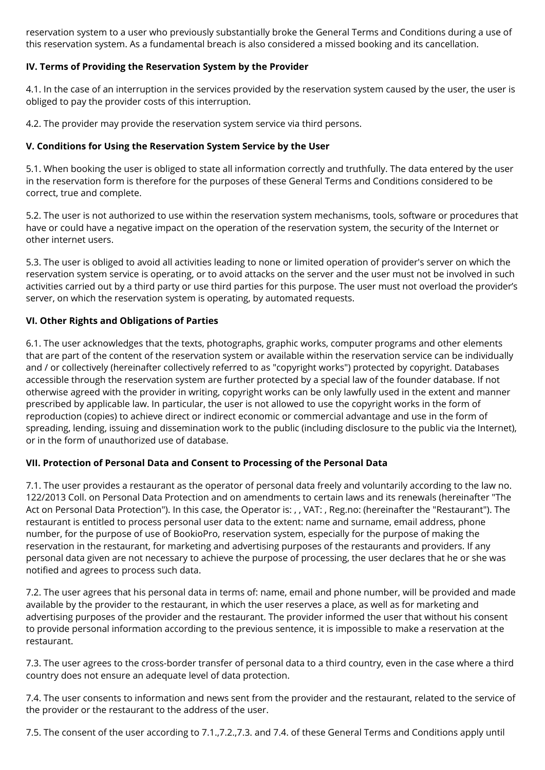reservation system to a user who previously substantially broke the General Terms and Conditions during a use of this reservation system. As a fundamental breach is also considered a missed booking and its cancellation.

**IV. Terms of Providing the Reservation System by the Provider**

4.1. In the case of an interruption in the services provided by the reservation system caused by the user, the user is obliged to pay the provider costs of this interruption.

4.2. The provider may provide the reservation system service via third persons.

**V. Conditions for Using the Reservation System Service by the User**

5.1. When booking the user is obliged to state all information correctly and truthfully. The data entered by the user in the reservation form is therefore for the purposes of these General Terms and Conditions considered to be correct, true and complete.

5.2. The user is not authorized to use within the reservation system mechanisms, tools, software or procedures that have or could have a negative impact on the operation of the reservation system, the security of the Internet or other internet users.

5.3. The user is obliged to avoid all activities leading to none or limited operation of provider's server on which the reservation system service is operating, or to avoid attacks on the server and the user must not be involved in such activities carried out by a third party or use third parties for this purpose. The user must not overload the provider's server, on which the reservation system is operating, by automated requests.

**VI. Other Rights and Obligations of Parties**

6.1. The user acknowledges that the texts, photographs, graphic works, computer programs and other elements that are part of the content of the reservation system or available within the reservation service can be individually and / or collectively (hereinafter collectively referred to as "copyright works") protected by copyright. Databases accessible through the reservation system are further protected by a special law of the founder database. If not otherwise agreed with the provider in writing, copyright works can be only lawfully used in the extent and manner prescribed by applicable law. In particular, the user is not allowed to use the copyright works in the form of reproduction (copies) to achieve direct or indirect economic or commercial advantage and use in the form of spreading, lending, issuing and dissemination work to the public (including disclosure to the public via the Internet), or in the form of unauthorized use of database.

**VII. Protection of Personal Data and Consent to Processing of the Personal Data**

7.1. The user provides a restaurant as the operator of personal data freely and voluntarily according to the law no. 122/2013 Coll. on Personal Data Protection and on amendments to certain laws and its renewals (hereinafter "The Act on Personal Data Protection"). In this case, the Operator is: , , VAT: , Reg.no: (hereinafter the "Restaurant"). The restaurant is entitled to process personal user data to the extent: name and surname, email address, phone number, for the purpose of use of BookioPro, reservation system, especially for the purpose of making the reservation in the restaurant, for marketing and advertising purposes of the restaurants and providers. If any personal data given are not necessary to achieve the purpose of processing, the user declares that he or she was notified and agrees to process such data.

7.2. The user agrees that his personal data in terms of: name, email and phone number, will be provided and made available by the provider to the restaurant, in which the user reserves a place, as well as for marketing and advertising purposes of the provider and the restaurant. The provider informed the user that without his consent to provide personal information according to the previous sentence, it is impossible to make a reservation at the restaurant.

7.3. The user agrees to the cross-border transfer of personal data to a third country, even in the case where a third country does not ensure an adequate level of data protection.

7.4. The user consents to information and news sent from the provider and the restaurant, related to the service of the provider or the restaurant to the address of the user.

7.5. The consent of the user according to 7.1.,7.2.,7.3. and 7.4. of these General Terms and Conditions apply until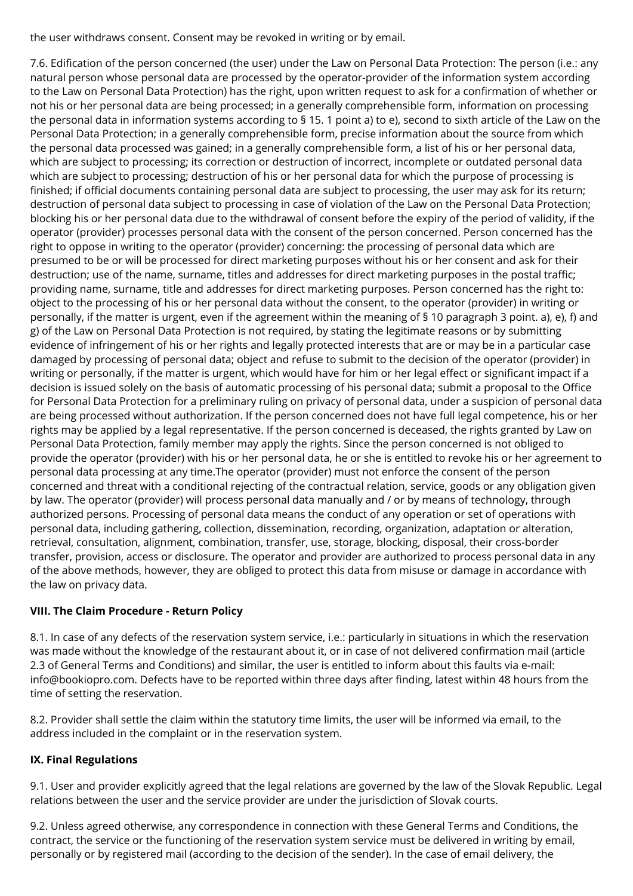the user withdraws consent. Consent may be revoked in writing or by email.

7.6. Edification of the person concerned (the user) under the Law on Personal Data Protection: The person (i.e.: any natural person whose personal data are processed by the operator-provider of the information system according to the Law on Personal Data Protection) has the right, upon written request to ask for a confirmation of whether or not his or her personal data are being processed; in a generally comprehensible form, information on processing the personal data in information systems according to § 15. 1 point a) to e), second to sixth article of the Law on the Personal Data Protection; in a generally comprehensible form, precise information about the source from which the personal data processed was gained; in a generally comprehensible form, a list of his or her personal data, which are subject to processing; its correction or destruction of incorrect, incomplete or outdated personal data which are subject to processing; destruction of his or her personal data for which the purpose of processing is finished; if official documents containing personal data are subject to processing, the user may ask for its return; destruction of personal data subject to processing in case of violation of the Law on the Personal Data Protection; blocking his or her personal data due to the withdrawal of consent before the expiry of the period of validity, if the operator (provider) processes personal data with the consent of the person concerned. Person concerned has the right to oppose in writing to the operator (provider) concerning: the processing of personal data which are presumed to be or will be processed for direct marketing purposes without his or her consent and ask for their destruction; use of the name, surname, titles and addresses for direct marketing purposes in the postal traffic; providing name, surname, title and addresses for direct marketing purposes. Person concerned has the right to: object to the processing of his or her personal data without the consent, to the operator (provider) in writing or personally, if the matter is urgent, even if the agreement within the meaning of § 10 paragraph 3 point. a), e), f) and g) of the Law on Personal Data Protection is not required, by stating the legitimate reasons or by submitting evidence of infringement of his or her rights and legally protected interests that are or may be in a particular case damaged by processing of personal data; object and refuse to submit to the decision of the operator (provider) in writing or personally, if the matter is urgent, which would have for him or her legal effect or significant impact if a decision is issued solely on the basis of automatic processing of his personal data; submit a proposal to the Office for Personal Data Protection for a preliminary ruling on privacy of personal data, under a suspicion of personal data are being processed without authorization. If the person concerned does not have full legal competence, his or her rights may be applied by a legal representative. If the person concerned is deceased, the rights granted by Law on Personal Data Protection, family member may apply the rights. Since the person concerned is not obliged to provide the operator (provider) with his or her personal data, he or she is entitled to revoke his or her agreement to personal data processing at any time.The operator (provider) must not enforce the consent of the person concerned and threat with a conditional rejecting of the contractual relation, service, goods or any obligation given by law. The operator (provider) will process personal data manually and / or by means of technology, through authorized persons. Processing of personal data means the conduct of any operation or set of operations with personal data, including gathering, collection, dissemination, recording, organization, adaptation or alteration, retrieval, consultation, alignment, combination, transfer, use, storage, blocking, disposal, their cross-border transfer, provision, access or disclosure. The operator and provider are authorized to process personal data in any of the above methods, however, they are obliged to protect this data from misuse or damage in accordance with the law on privacy data.

**VIII. The Claim Procedure - Return Policy**

8.1. In case of any defects of the reservation system service, i.e.: particularly in situations in which the reservation was made without the knowledge of the restaurant about it, or in case of not delivered confirmation mail (article 2.3 of General Terms and Conditions) and similar, the user is entitled to inform about this faults via e-mail: info@bookiopro.com. Defects have to be reported within three days after finding, latest within 48 hours from the time of setting the reservation.

8.2. Provider shall settle the claim within the statutory time limits, the user will be informed via email, to the address included in the complaint or in the reservation system.

**IX. Final Regulations**

9.1. User and provider explicitly agreed that the legal relations are governed by the law of the Slovak Republic. Legal relations between the user and the service provider are under the jurisdiction of Slovak courts.

9.2. Unless agreed otherwise, any correspondence in connection with these General Terms and Conditions, the contract, the service or the functioning of the reservation system service must be delivered in writing by email, personally or by registered mail (according to the decision of the sender). In the case of email delivery, the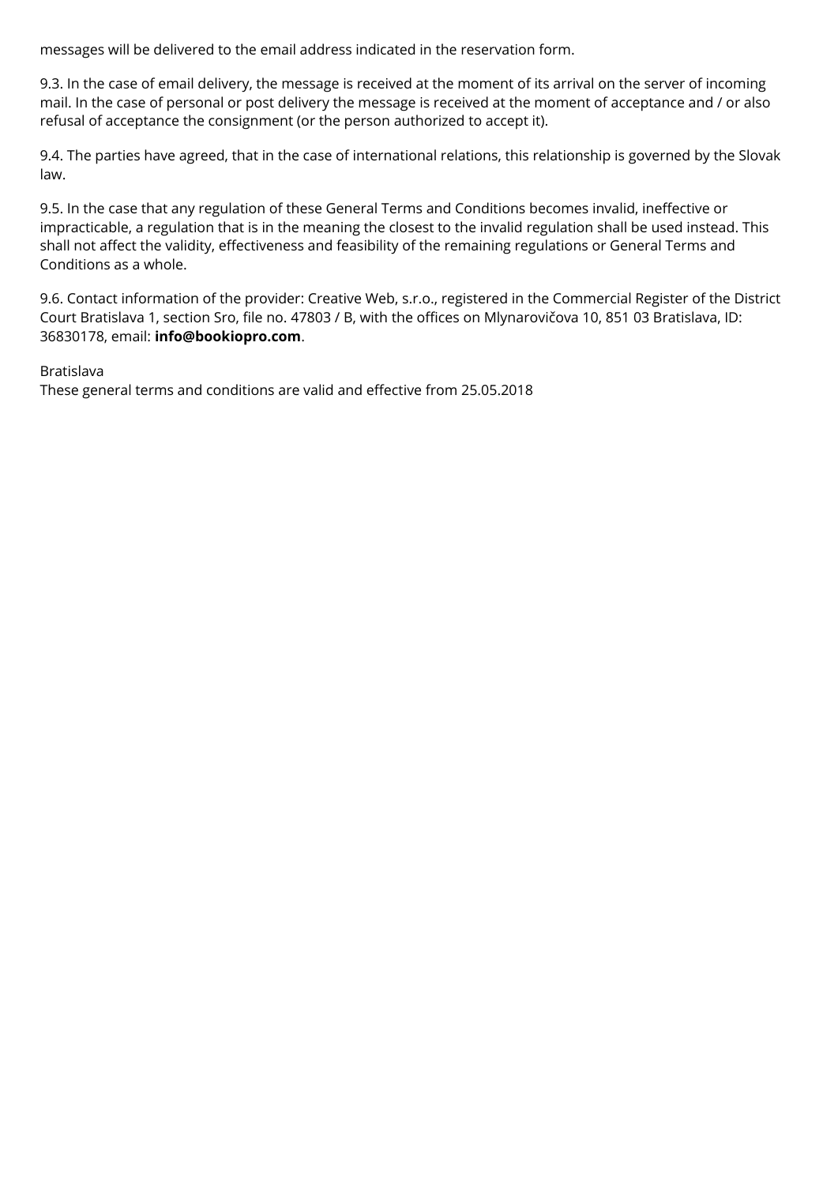messages will be delivered to the email address indicated in the reservation form.

9.3. In the case of email delivery, the message is received at the moment of its arrival on the server of incoming mail. In the case of personal or post delivery the message is received at the moment of acceptance and / or also refusal of acceptance the consignment (or the person authorized to accept it).

9.4. The parties have agreed, that in the case of international relations, this relationship is governed by the Slovak law.

9.5. In the case that any regulation of these General Terms and Conditions becomes invalid, ineffective or impracticable, a regulation that is in the meaning the closest to the invalid regulation shall be used instead. This shall not affect the validity, effectiveness and feasibility of the remaining regulations or General Terms and Conditions as a whole.

9.6. Contact information of the provider: Creative Web, s.r.o., registered in the Commercial Register of the District Court Bratislava 1, section Sro, file no. 47803 / B, with the offices on Mlynarovičova 10, 851 03 Bratislava, ID: 36830178, email: **info@bookiopro.com**.

Bratislava
These general terms and conditions are valid and effective from 25.05.2018